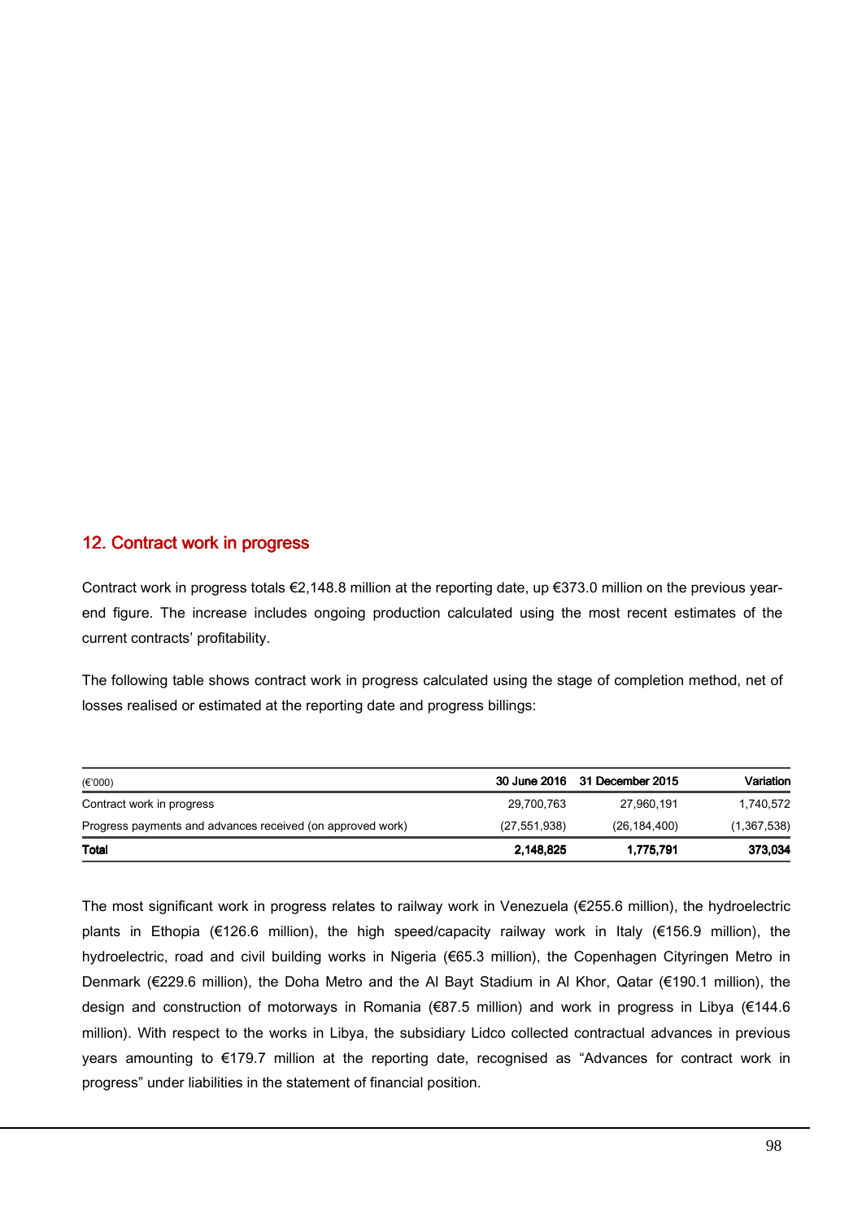## 12. Contract work in progress

Contract work in progress totals €2,148.8 million at the reporting date, up €373.0 million on the previous year-end figure. The increase includes ongoing production calculated using the most recent estimates of the current contracts' profitability.

The following table shows contract work in progress calculated using the stage of completion method, net of losses realised or estimated at the reporting date and progress billings:

| (€'000) | 30 June 2016 | 31 December 2015 | Variation |
|---|---|---|---|
| Contract work in progress | 29,700,763 | 27,960,191 | 1,740,572 |
| Progress payments and advances received (on approved work) | (27,551,938) | (26,184,400) | (1,367,538) |
| **Total** | **2,148,825** | **1,775,791** | **373,034** |

The most significant work in progress relates to railway work in Venezuela (€255.6 million), the hydroelectric plants in Ethopia (€126.6 million), the high speed/capacity railway work in Italy (€156.9 million), the hydroelectric, road and civil building works in Nigeria (€65.3 million), the Copenhagen Cityringen Metro in Denmark (€229.6 million), the Doha Metro and the Al Bayt Stadium in Al Khor, Qatar (€190.1 million), the design and construction of motorways in Romania (€87.5 million) and work in progress in Libya (€144.6 million). With respect to the works in Libya, the subsidiary Lidco collected contractual advances in previous years amounting to €179.7 million at the reporting date, recognised as "Advances for contract work in progress" under liabilities in the statement of financial position.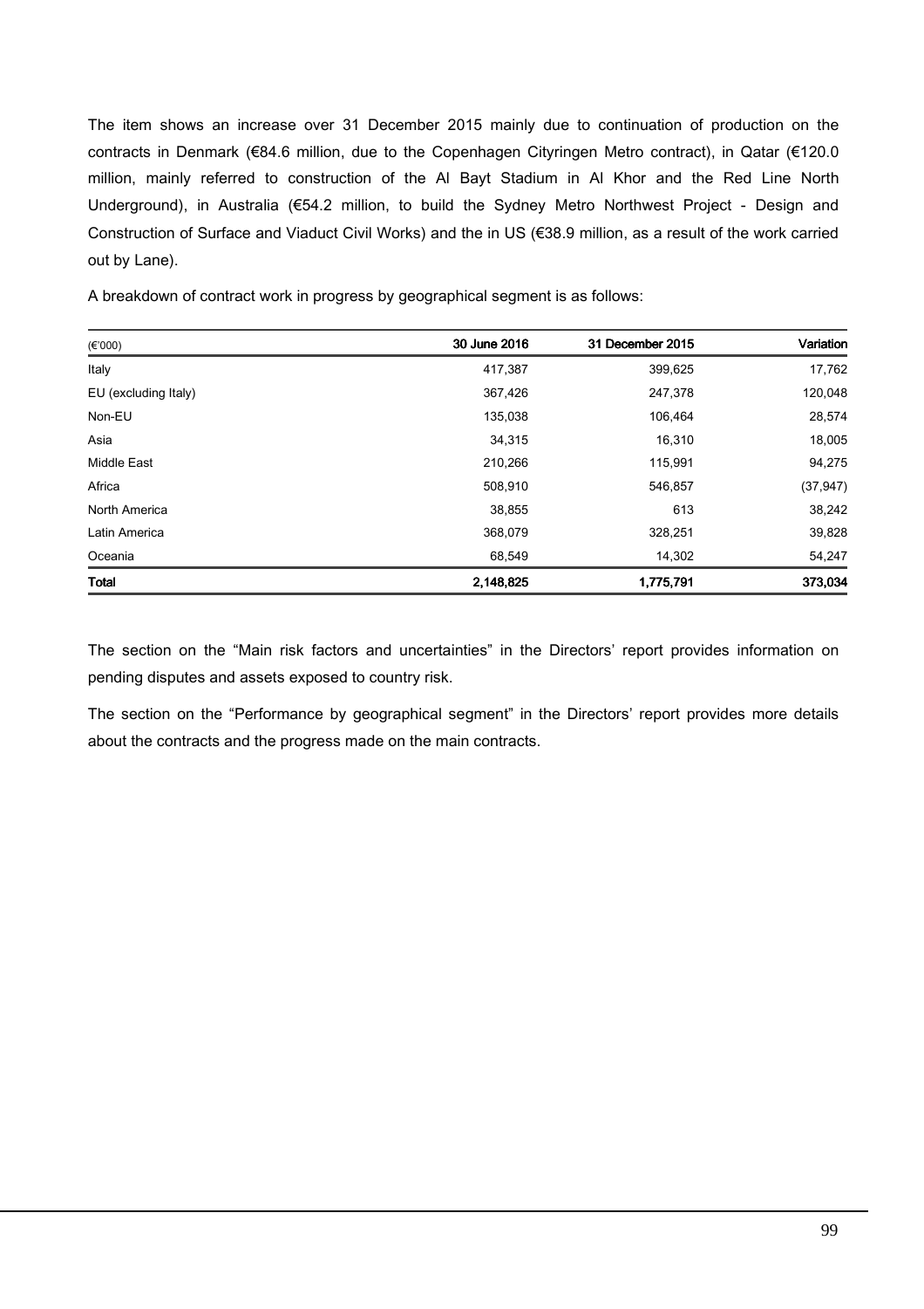The item shows an increase over 31 December 2015 mainly due to continuation of production on the contracts in Denmark (€84.6 million, due to the Copenhagen Cityringen Metro contract), in Qatar (€120.0 million, mainly referred to construction of the Al Bayt Stadium in Al Khor and the Red Line North Underground), in Australia (€54.2 million, to build the Sydney Metro Northwest Project - Design and Construction of Surface and Viaduct Civil Works) and the in US (€38.9 million, as a result of the work carried out by Lane).

A breakdown of contract work in progress by geographical segment is as follows:

| (€'000) | 30 June 2016 | 31 December 2015 | Variation |
|---|---|---|---|
| Italy | 417,387 | 399,625 | 17,762 |
| EU (excluding Italy) | 367,426 | 247,378 | 120,048 |
| Non-EU | 135,038 | 106,464 | 28,574 |
| Asia | 34,315 | 16,310 | 18,005 |
| Middle East | 210,266 | 115,991 | 94,275 |
| Africa | 508,910 | 546,857 | (37,947) |
| North America | 38,855 | 613 | 38,242 |
| Latin America | 368,079 | 328,251 | 39,828 |
| Oceania | 68,549 | 14,302 | 54,247 |
| **Total** | **2,148,825** | **1,775,791** | **373,034** |

The section on the "Main risk factors and uncertainties" in the Directors' report provides information on pending disputes and assets exposed to country risk.

The section on the "Performance by geographical segment" in the Directors' report provides more details about the contracts and the progress made on the main contracts.